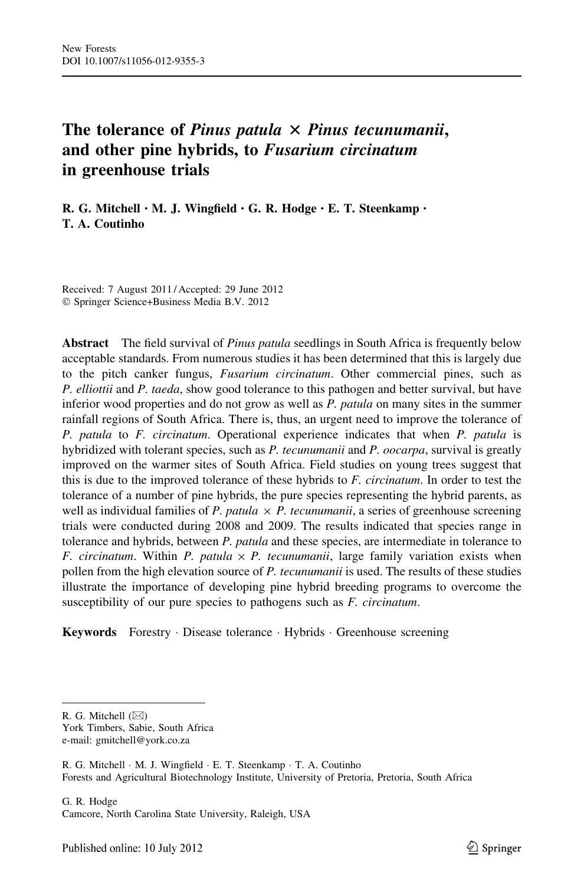New Forests
DOI 10.1007/s11056-012-9355-3

# The tolerance of *Pinus patula* × *Pinus tecunumanii*, and other pine hybrids, to *Fusarium circinatum* in greenhouse trials

**R. G. Mitchell · M. J. Wingfield · G. R. Hodge · E. T. Steenkamp · T. A. Coutinho**

Received: 7 August 2011 / Accepted: 29 June 2012
© Springer Science+Business Media B.V. 2012

**Abstract** The field survival of *Pinus patula* seedlings in South Africa is frequently below acceptable standards. From numerous studies it has been determined that this is largely due to the pitch canker fungus, *Fusarium circinatum*. Other commercial pines, such as *P. elliottii* and *P. taeda*, show good tolerance to this pathogen and better survival, but have inferior wood properties and do not grow as well as *P. patula* on many sites in the summer rainfall regions of South Africa. There is, thus, an urgent need to improve the tolerance of *P. patula* to *F. circinatum*. Operational experience indicates that when *P. patula* is hybridized with tolerant species, such as *P. tecunumanii* and *P. oocarpa*, survival is greatly improved on the warmer sites of South Africa. Field studies on young trees suggest that this is due to the improved tolerance of these hybrids to *F. circinatum*. In order to test the tolerance of a number of pine hybrids, the pure species representing the hybrid parents, as well as individual families of *P. patula* × *P. tecunumanii*, a series of greenhouse screening trials were conducted during 2008 and 2009. The results indicated that species range in tolerance and hybrids, between *P. patula* and these species, are intermediate in tolerance to *F. circinatum*. Within *P. patula* × *P. tecunumanii*, large family variation exists when pollen from the high elevation source of *P. tecunumanii* is used. The results of these studies illustrate the importance of developing pine hybrid breeding programs to overcome the susceptibility of our pure species to pathogens such as *F. circinatum*.

**Keywords** Forestry · Disease tolerance · Hybrids · Greenhouse screening

---

R. G. Mitchell (✉)
York Timbers, Sabie, South Africa
e-mail: gmitchell@york.co.za

R. G. Mitchell · M. J. Wingfield · E. T. Steenkamp · T. A. Coutinho
Forests and Agricultural Biotechnology Institute, University of Pretoria, Pretoria, South Africa

G. R. Hodge
Camcore, North Carolina State University, Raleigh, USA

Published online: 10 July 2012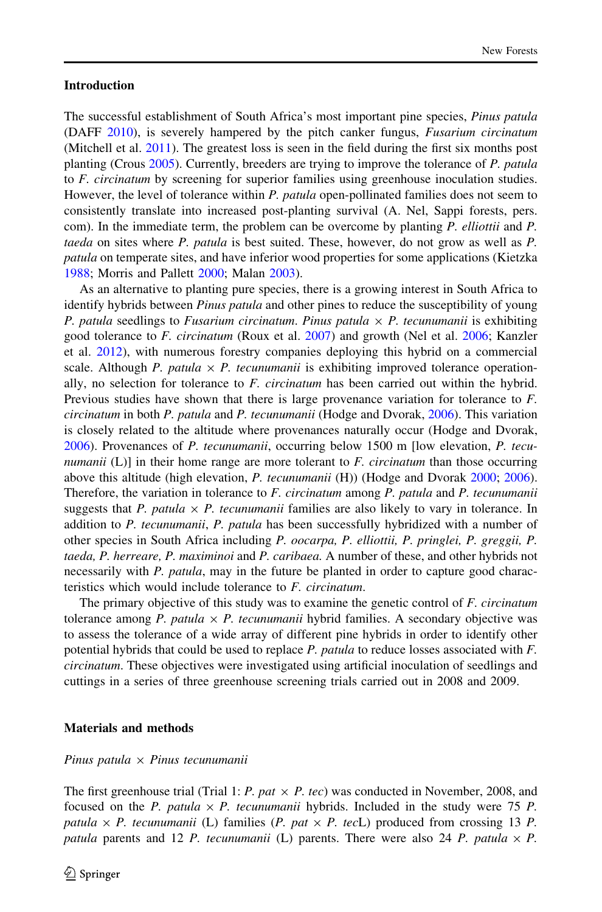## Introduction

The successful establishment of South Africa's most important pine species, *Pinus patula* (DAFF 2010), is severely hampered by the pitch canker fungus, *Fusarium circinatum* (Mitchell et al. 2011). The greatest loss is seen in the field during the first six months post planting (Crous 2005). Currently, breeders are trying to improve the tolerance of *P. patula* to *F. circinatum* by screening for superior families using greenhouse inoculation studies. However, the level of tolerance within *P. patula* open-pollinated families does not seem to consistently translate into increased post-planting survival (A. Nel, Sappi forests, pers. com). In the immediate term, the problem can be overcome by planting *P. elliottii* and *P. taeda* on sites where *P. patula* is best suited. These, however, do not grow as well as *P. patula* on temperate sites, and have inferior wood properties for some applications (Kietzka 1988; Morris and Pallett 2000; Malan 2003).

As an alternative to planting pure species, there is a growing interest in South Africa to identify hybrids between *Pinus patula* and other pines to reduce the susceptibility of young *P. patula* seedlings to *Fusarium circinatum*. *Pinus patula* × *P. tecunumanii* is exhibiting good tolerance to *F. circinatum* (Roux et al. 2007) and growth (Nel et al. 2006; Kanzler et al. 2012), with numerous forestry companies deploying this hybrid on a commercial scale. Although *P. patula* × *P. tecunumanii* is exhibiting improved tolerance operationally, no selection for tolerance to *F. circinatum* has been carried out within the hybrid. Previous studies have shown that there is large provenance variation for tolerance to *F. circinatum* in both *P. patula* and *P. tecunumanii* (Hodge and Dvorak, 2006). This variation is closely related to the altitude where provenances naturally occur (Hodge and Dvorak, 2006). Provenances of *P. tecunumanii*, occurring below 1500 m [low elevation, *P. tecunumanii* (L)] in their home range are more tolerant to *F. circinatum* than those occurring above this altitude (high elevation, *P. tecunumanii* (H)) (Hodge and Dvorak 2000; 2006). Therefore, the variation in tolerance to *F. circinatum* among *P. patula* and *P. tecunumanii* suggests that *P. patula* × *P. tecunumanii* families are also likely to vary in tolerance. In addition to *P. tecunumanii*, *P. patula* has been successfully hybridized with a number of other species in South Africa including *P. oocarpa, P. elliottii, P. pringlei, P. greggii, P. taeda, P. herreare, P. maximinoi* and *P. caribaea.* A number of these, and other hybrids not necessarily with *P. patula*, may in the future be planted in order to capture good characteristics which would include tolerance to *F. circinatum*.

The primary objective of this study was to examine the genetic control of *F. circinatum* tolerance among *P. patula* × *P. tecunumanii* hybrid families. A secondary objective was to assess the tolerance of a wide array of different pine hybrids in order to identify other potential hybrids that could be used to replace *P. patula* to reduce losses associated with *F. circinatum*. These objectives were investigated using artificial inoculation of seedlings and cuttings in a series of three greenhouse screening trials carried out in 2008 and 2009.

## Materials and methods

### *Pinus patula* × *Pinus tecunumanii*

The first greenhouse trial (Trial 1: *P. pat* × *P. tec*) was conducted in November, 2008, and focused on the *P. patula* × *P. tecunumanii* hybrids. Included in the study were 75 *P. patula* × *P. tecunumanii* (L) families (*P. pat* × *P. tec*L) produced from crossing 13 *P. patula* parents and 12 *P. tecunumanii* (L) parents. There were also 24 *P. patula* × *P.*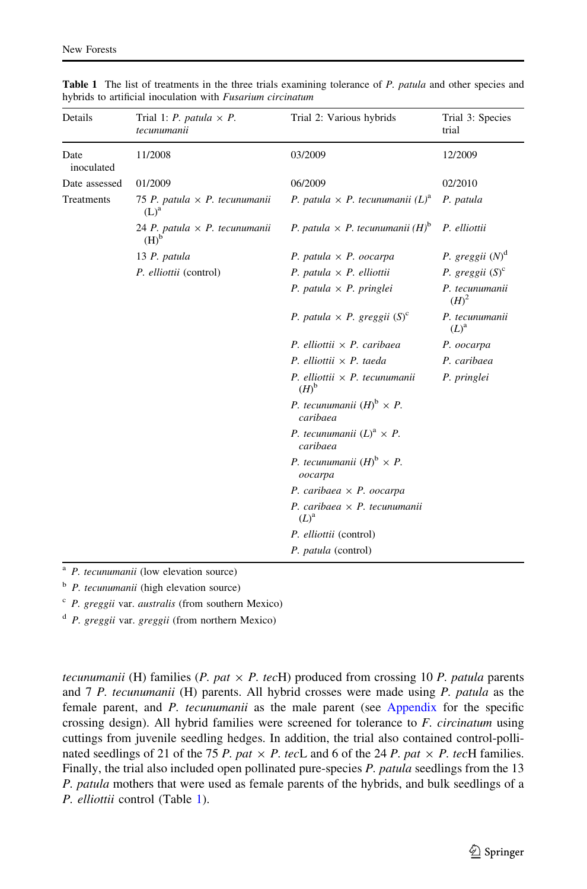**Table 1** The list of treatments in the three trials examining tolerance of *P. patula* and other species and hybrids to artificial inoculation with *Fusarium circinatum*

| Details | Trial 1: *P. patula* × *P. tecunumanii* | Trial 2: Various hybrids | Trial 3: Species trial |
|---|---|---|---|
| Date inoculated | 11/2008 | 03/2009 | 12/2009 |
| Date assessed | 01/2009 | 06/2009 | 02/2010 |
| Treatments | 75 *P. patula* × *P. tecunumanii* (L)[a] | *P. patula* × *P. tecunumanii (L)*[a] | *P. patula* |
| | 24 *P. patula* × *P. tecunumanii* (H)[b] | *P. patula* × *P. tecunumanii (H)*[b] | *P. elliottii* |
| | 13 *P. patula* | *P. patula* × *P. oocarpa* | *P. greggii (N)*[d] |
| | *P. elliottii* (control) | *P. patula* × *P. elliottii* | *P. greggii (S)*[c] |
| | | *P. patula* × *P. pringlei* | *P. tecunumanii (H)*[2] |
| | | *P. patula* × *P. greggii (S)*[c] | *P. tecunumanii (L)*[a] |
| | | *P. elliottii* × *P. caribaea* | *P. oocarpa* |
| | | *P. elliottii* × *P. taeda* | *P. caribaea* |
| | | *P. elliottii* × *P. tecunumanii (H)*[b] | *P. pringlei* |
| | | *P. tecunumanii (H)*[b] × *P. caribaea* | |
| | | *P. tecunumanii (L)*[a] × *P. caribaea* | |
| | | *P. tecunumanii (H)*[b] × *P. oocarpa* | |
| | | *P. caribaea* × *P. oocarpa* | |
| | | *P. caribaea* × *P. tecunumanii (L)*[a] | |
| | | *P. elliottii* (control) | |
| | | *P. patula* (control) | |

[a] *P. tecunumanii* (low elevation source)

[b] *P. tecunumanii* (high elevation source)

[c] *P. greggii* var. *australis* (from southern Mexico)

[d] *P. greggii* var. *greggii* (from northern Mexico)

*tecunumanii* (H) families (*P. pat* × *P. tec*H) produced from crossing 10 *P. patula* parents and 7 *P. tecunumanii* (H) parents. All hybrid crosses were made using *P. patula* as the female parent, and *P. tecunumanii* as the male parent (see Appendix for the specific crossing design). All hybrid families were screened for tolerance to *F. circinatum* using cuttings from juvenile seedling hedges. In addition, the trial also contained control-pollinated seedlings of 21 of the 75 *P. pat* × *P. tec*L and 6 of the 24 *P. pat* × *P. tec*H families. Finally, the trial also included open pollinated pure-species *P. patula* seedlings from the 13 *P. patula* mothers that were used as female parents of the hybrids, and bulk seedlings of a *P. elliottii* control (Table 1).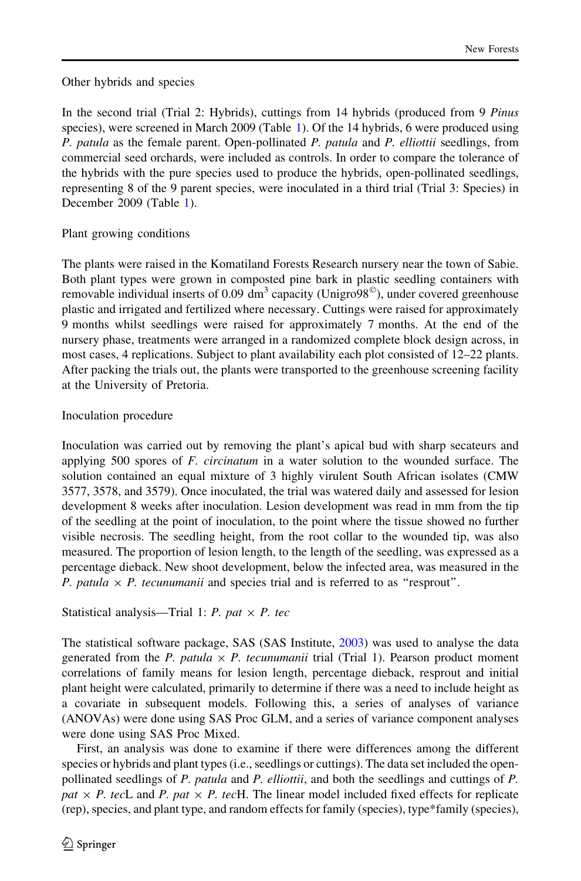### Other hybrids and species

In the second trial (Trial 2: Hybrids), cuttings from 14 hybrids (produced from 9 *Pinus* species), were screened in March 2009 (Table 1). Of the 14 hybrids, 6 were produced using *P. patula* as the female parent. Open-pollinated *P. patula* and *P. elliottii* seedlings, from commercial seed orchards, were included as controls. In order to compare the tolerance of the hybrids with the pure species used to produce the hybrids, open-pollinated seedlings, representing 8 of the 9 parent species, were inoculated in a third trial (Trial 3: Species) in December 2009 (Table 1).

### Plant growing conditions

The plants were raised in the Komatiland Forests Research nursery near the town of Sabie. Both plant types were grown in composted pine bark in plastic seedling containers with removable individual inserts of 0.09 $dm^3$ capacity (Unigro98©), under covered greenhouse plastic and irrigated and fertilized where necessary. Cuttings were raised for approximately 9 months whilst seedlings were raised for approximately 7 months. At the end of the nursery phase, treatments were arranged in a randomized complete block design across, in most cases, 4 replications. Subject to plant availability each plot consisted of 12–22 plants. After packing the trials out, the plants were transported to the greenhouse screening facility at the University of Pretoria.

### Inoculation procedure

Inoculation was carried out by removing the plant's apical bud with sharp secateurs and applying 500 spores of *F. circinatum* in a water solution to the wounded surface. The solution contained an equal mixture of 3 highly virulent South African isolates (CMW 3577, 3578, and 3579). Once inoculated, the trial was watered daily and assessed for lesion development 8 weeks after inoculation. Lesion development was read in mm from the tip of the seedling at the point of inoculation, to the point where the tissue showed no further visible necrosis. The seedling height, from the root collar to the wounded tip, was also measured. The proportion of lesion length, to the length of the seedling, was expressed as a percentage dieback. New shoot development, below the infected area, was measured in the *P. patula* × *P. tecunumanii* and species trial and is referred to as "resprout".

### Statistical analysis—Trial 1: *P. pat* × *P. tec*

The statistical software package, SAS (SAS Institute, 2003) was used to analyse the data generated from the *P. patula* × *P. tecunumanii* trial (Trial 1). Pearson product moment correlations of family means for lesion length, percentage dieback, resprout and initial plant height were calculated, primarily to determine if there was a need to include height as a covariate in subsequent models. Following this, a series of analyses of variance (ANOVAs) were done using SAS Proc GLM, and a series of variance component analyses were done using SAS Proc Mixed.

First, an analysis was done to examine if there were differences among the different species or hybrids and plant types (i.e., seedlings or cuttings). The data set included the open-pollinated seedlings of *P. patula* and *P. elliottii*, and both the seedlings and cuttings of *P. pat* × *P. tec*L and *P. pat* × *P. tec*H. The linear model included fixed effects for replicate (rep), species, and plant type, and random effects for family (species), type*family (species),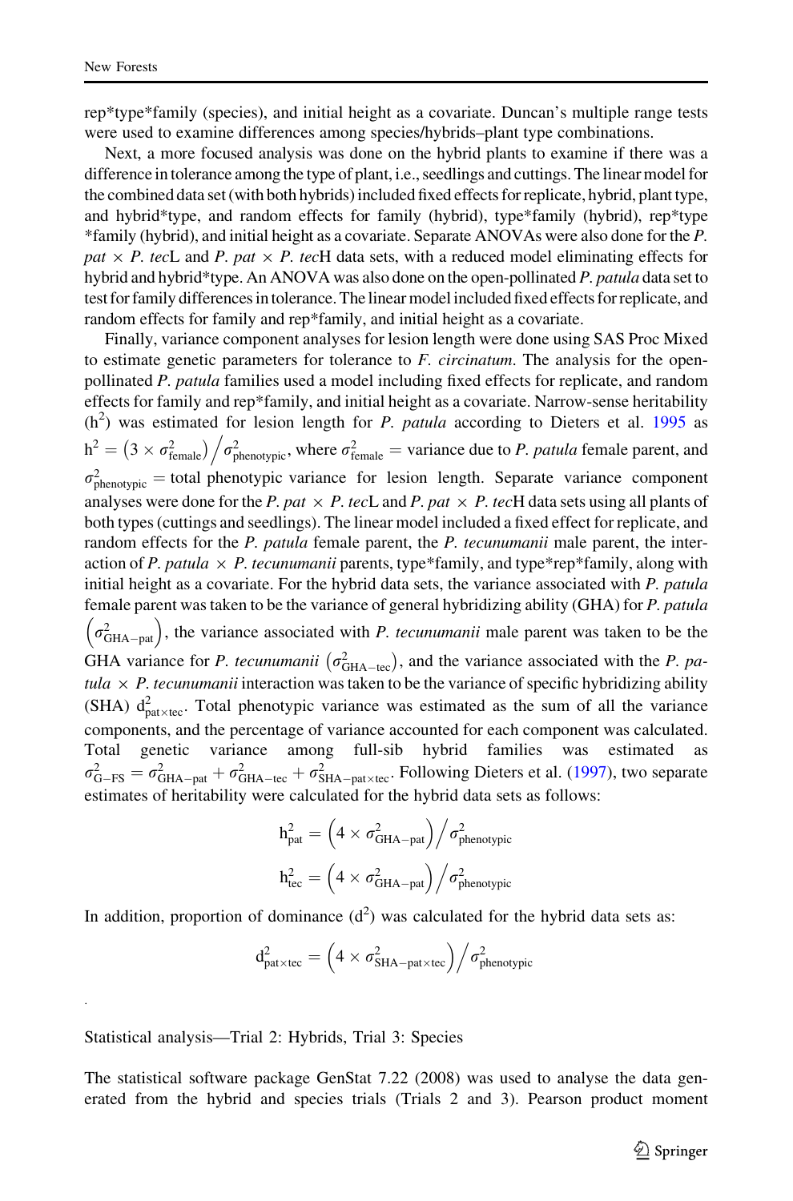rep*type*family (species), and initial height as a covariate. Duncan's multiple range tests were used to examine differences among species/hybrids–plant type combinations.

Next, a more focused analysis was done on the hybrid plants to examine if there was a difference in tolerance among the type of plant, i.e., seedlings and cuttings. The linear model for the combined data set (with both hybrids) included fixed effects for replicate, hybrid, plant type, and hybrid*type, and random effects for family (hybrid), type*family (hybrid), rep*type *family (hybrid), and initial height as a covariate. Separate ANOVAs were also done for the *P. pat* × *P. tec*L and *P. pat* × *P. tec*H data sets, with a reduced model eliminating effects for hybrid and hybrid*type. An ANOVA was also done on the open-pollinated *P. patula* data set to test for family differences in tolerance. The linear model included fixed effects for replicate, and random effects for family and rep*family, and initial height as a covariate.

Finally, variance component analyses for lesion length were done using SAS Proc Mixed to estimate genetic parameters for tolerance to *F. circinatum*. The analysis for the open-pollinated *P. patula* families used a model including fixed effects for replicate, and random effects for family and rep*family, and initial height as a covariate. Narrow-sense heritability ($h^2$) was estimated for lesion length for *P. patula* according to Dieters et al. 1995 as $h^2 = \left(3 \times \sigma^2_{\text{female}}\right) / \sigma^2_{\text{phenotypic}}$, where $\sigma^2_{\text{female}}$ = variance due to *P. patula* female parent, and $\sigma^2_{\text{phenotypic}}$ = total phenotypic variance for lesion length. Separate variance component analyses were done for the *P. pat* × *P. tec*L and *P. pat* × *P. tec*H data sets using all plants of both types (cuttings and seedlings). The linear model included a fixed effect for replicate, and random effects for the *P. patula* female parent, the *P. tecunumanii* male parent, the interaction of *P. patula* × *P. tecunumanii* parents, type*family, and type*rep*family, along with initial height as a covariate. For the hybrid data sets, the variance associated with *P. patula* female parent was taken to be the variance of general hybridizing ability (GHA) for *P. patula* $\left(\sigma^2_{\text{GHA-pat}}\right)$, the variance associated with *P. tecunumanii* male parent was taken to be the GHA variance for *P. tecunumanii* $\left(\sigma^2_{\text{GHA-tec}}\right)$, and the variance associated with the *P. patula* × *P. tecunumanii* interaction was taken to be the variance of specific hybridizing ability (SHA) $d^2_{\text{pat}\times\text{tec}}$. Total phenotypic variance was estimated as the sum of all the variance components, and the percentage of variance accounted for each component was calculated. Total genetic variance among full-sib hybrid families was estimated as $\sigma^2_{\text{G-FS}} = \sigma^2_{\text{GHA-pat}} + \sigma^2_{\text{GHA-tec}} + \sigma^2_{\text{SHA-pat}\times\text{tec}}$. Following Dieters et al. (1997), two separate estimates of heritability were calculated for the hybrid data sets as follows:

$$h^2_{\text{pat}} = \left(4 \times \sigma^2_{\text{GHA-pat}}\right) / \sigma^2_{\text{phenotypic}}$$

$$h^2_{\text{tec}} = \left(4 \times \sigma^2_{\text{GHA-pat}}\right) / \sigma^2_{\text{phenotypic}}$$

In addition, proportion of dominance ($d^2$) was calculated for the hybrid data sets as:

$$d^2_{\text{pat}\times\text{tec}} = \left(4 \times \sigma^2_{\text{SHA-pat}\times\text{tec}}\right) / \sigma^2_{\text{phenotypic}}$$

Statistical analysis—Trial 2: Hybrids, Trial 3: Species

The statistical software package GenStat 7.22 (2008) was used to analyse the data generated from the hybrid and species trials (Trials 2 and 3). Pearson product moment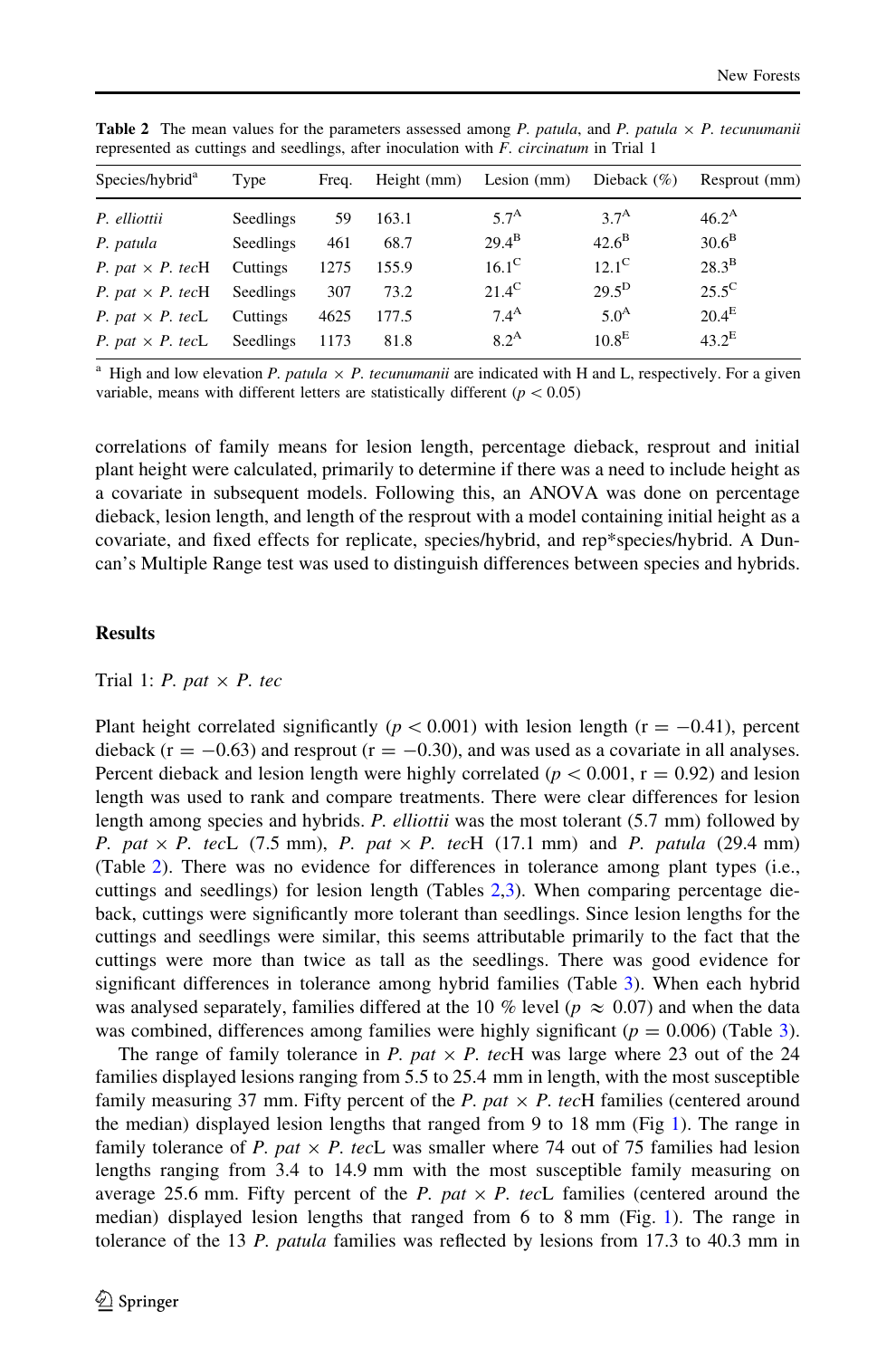**Table 2** The mean values for the parameters assessed among *P. patula*, and *P. patula* × *P. tecunumanii* represented as cuttings and seedlings, after inoculation with *F. circinatum* in Trial 1

| Species/hybrid[a] | Type | Freq. | Height (mm) | Lesion (mm) | Dieback (%) | Resprout (mm) |
|---|---|---|---|---|---|---|
| *P. elliottii* | Seedlings | 59 | 163.1 | $5.7^{A}$ | $3.7^{A}$ | $46.2^{A}$ |
| *P. patula* | Seedlings | 461 | 68.7 | $29.4^{B}$ | $42.6^{B}$ | $30.6^{B}$ |
| *P. pat* × *P. tec*H | Cuttings | 1275 | 155.9 | $16.1^{C}$ | $12.1^{C}$ | $28.3^{B}$ |
| *P. pat* × *P. tec*H | Seedlings | 307 | 73.2 | $21.4^{C}$ | $29.5^{D}$ | $25.5^{C}$ |
| *P. pat* × *P. tec*L | Cuttings | 4625 | 177.5 | $7.4^{A}$ | $5.0^{A}$ | $20.4^{E}$ |
| *P. pat* × *P. tec*L | Seedlings | 1173 | 81.8 | $8.2^{A}$ | $10.8^{E}$ | $43.2^{E}$ |

[a] High and low elevation *P. patula* × *P. tecunumanii* are indicated with H and L, respectively. For a given variable, means with different letters are statistically different ($p < 0.05$)

correlations of family means for lesion length, percentage dieback, resprout and initial plant height were calculated, primarily to determine if there was a need to include height as a covariate in subsequent models. Following this, an ANOVA was done on percentage dieback, lesion length, and length of the resprout with a model containing initial height as a covariate, and fixed effects for replicate, species/hybrid, and rep*species/hybrid. A Duncan's Multiple Range test was used to distinguish differences between species and hybrids.

## Results

### Trial 1: *P. pat* × *P. tec*

Plant height correlated significantly ($p < 0.001$) with lesion length ($r = -0.41$), percent dieback ($r = -0.63$) and resprout ($r = -0.30$), and was used as a covariate in all analyses. Percent dieback and lesion length were highly correlated ($p < 0.001$, $r = 0.92$) and lesion length was used to rank and compare treatments. There were clear differences for lesion length among species and hybrids. *P. elliottii* was the most tolerant (5.7 mm) followed by *P. pat* × *P. tec*L (7.5 mm), *P. pat* × *P. tec*H (17.1 mm) and *P. patula* (29.4 mm) (Table 2). There was no evidence for differences in tolerance among plant types (i.e., cuttings and seedlings) for lesion length (Tables 2,3). When comparing percentage dieback, cuttings were significantly more tolerant than seedlings. Since lesion lengths for the cuttings and seedlings were similar, this seems attributable primarily to the fact that the cuttings were more than twice as tall as the seedlings. There was good evidence for significant differences in tolerance among hybrid families (Table 3). When each hybrid was analysed separately, families differed at the 10 % level ($p \approx 0.07$) and when the data was combined, differences among families were highly significant ($p = 0.006$) (Table 3).

The range of family tolerance in *P. pat* × *P. tec*H was large where 23 out of the 24 families displayed lesions ranging from 5.5 to 25.4 mm in length, with the most susceptible family measuring 37 mm. Fifty percent of the *P. pat* × *P. tec*H families (centered around the median) displayed lesion lengths that ranged from 9 to 18 mm (Fig 1). The range in family tolerance of *P. pat* × *P. tec*L was smaller where 74 out of 75 families had lesion lengths ranging from 3.4 to 14.9 mm with the most susceptible family measuring on average 25.6 mm. Fifty percent of the *P. pat* × *P. tec*L families (centered around the median) displayed lesion lengths that ranged from 6 to 8 mm (Fig. 1). The range in tolerance of the 13 *P. patula* families was reflected by lesions from 17.3 to 40.3 mm in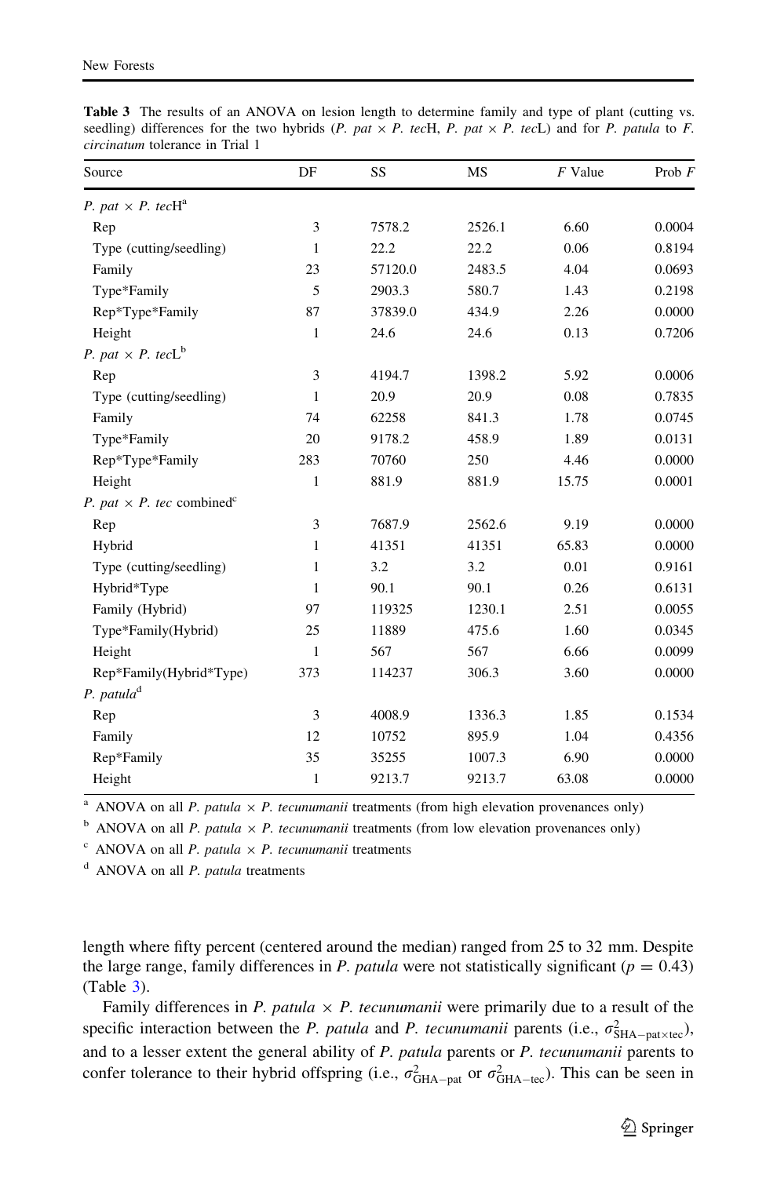**Table 3** The results of an ANOVA on lesion length to determine family and type of plant (cutting vs. seedling) differences for the two hybrids (*P. pat* × *P. tec*H, *P. pat* × *P. tec*L) and for *P. patula* to *F. circinatum* tolerance in Trial 1

| Source | DF | SS | MS | *F* Value | Prob *F* |
|---|---|---|---|---|---|
| *P. pat* × *P. tec*H[a] | | | | | |
| Rep | 3 | 7578.2 | 2526.1 | 6.60 | 0.0004 |
| Type (cutting/seedling) | 1 | 22.2 | 22.2 | 0.06 | 0.8194 |
| Family | 23 | 57120.0 | 2483.5 | 4.04 | 0.0693 |
| Type*Family | 5 | 2903.3 | 580.7 | 1.43 | 0.2198 |
| Rep*Type*Family | 87 | 37839.0 | 434.9 | 2.26 | 0.0000 |
| Height | 1 | 24.6 | 24.6 | 0.13 | 0.7206 |
| *P. pat* × *P. tec*L[b] | | | | | |
| Rep | 3 | 4194.7 | 1398.2 | 5.92 | 0.0006 |
| Type (cutting/seedling) | 1 | 20.9 | 20.9 | 0.08 | 0.7835 |
| Family | 74 | 62258 | 841.3 | 1.78 | 0.0745 |
| Type*Family | 20 | 9178.2 | 458.9 | 1.89 | 0.0131 |
| Rep*Type*Family | 283 | 70760 | 250 | 4.46 | 0.0000 |
| Height | 1 | 881.9 | 881.9 | 15.75 | 0.0001 |
| *P. pat* × *P. tec* combined[c] | | | | | |
| Rep | 3 | 7687.9 | 2562.6 | 9.19 | 0.0000 |
| Hybrid | 1 | 41351 | 41351 | 65.83 | 0.0000 |
| Type (cutting/seedling) | 1 | 3.2 | 3.2 | 0.01 | 0.9161 |
| Hybrid*Type | 1 | 90.1 | 90.1 | 0.26 | 0.6131 |
| Family (Hybrid) | 97 | 119325 | 1230.1 | 2.51 | 0.0055 |
| Type*Family(Hybrid) | 25 | 11889 | 475.6 | 1.60 | 0.0345 |
| Height | 1 | 567 | 567 | 6.66 | 0.0099 |
| Rep*Family(Hybrid*Type) | 373 | 114237 | 306.3 | 3.60 | 0.0000 |
| *P. patula*[d] | | | | | |
| Rep | 3 | 4008.9 | 1336.3 | 1.85 | 0.1534 |
| Family | 12 | 10752 | 895.9 | 1.04 | 0.4356 |
| Rep*Family | 35 | 35255 | 1007.3 | 6.90 | 0.0000 |
| Height | 1 | 9213.7 | 9213.7 | 63.08 | 0.0000 |

[a] ANOVA on all *P. patula* × *P. tecunumanii* treatments (from high elevation provenances only)

[b] ANOVA on all *P. patula* × *P. tecunumanii* treatments (from low elevation provenances only)

[c] ANOVA on all *P. patula* × *P. tecunumanii* treatments

[d] ANOVA on all *P. patula* treatments

length where fifty percent (centered around the median) ranged from 25 to 32 mm. Despite the large range, family differences in *P. patula* were not statistically significant ($p = 0.43$) (Table 3).

Family differences in *P. patula* × *P. tecunumanii* were primarily due to a result of the specific interaction between the *P. patula* and *P. tecunumanii* parents (i.e., $\sigma^2_{\text{SHA-pat}\times\text{tec}}$), and to a lesser extent the general ability of *P. patula* parents or *P. tecunumanii* parents to confer tolerance to their hybrid offspring (i.e., $\sigma^2_{\text{GHA-pat}}$ or $\sigma^2_{\text{GHA-tec}}$). This can be seen in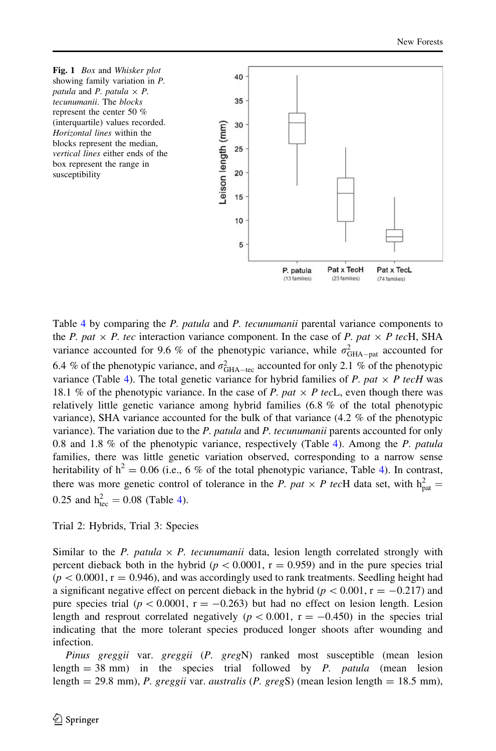Fig. 1 *Box* and *Whisker plot* showing family variation in *P. patula* and *P. patula* × *P. tecunumanii*. The *blocks* represent the center 50 % (interquartile) values recorded. *Horizontal lines* within the blocks represent the median, *vertical lines* either ends of the box represent the range in susceptibility

Table 4 by comparing the *P. patula* and *P. tecunumanii* parental variance components to the *P. pat* × *P. tec* interaction variance component. In the case of *P. pat* × *P tec*H, SHA variance accounted for 9.6 % of the phenotypic variance, while $\sigma^2_{\mathrm{GHA-pat}}$ accounted for 6.4 % of the phenotypic variance, and $\sigma^2_{\mathrm{GHA-tec}}$ accounted for only 2.1 % of the phenotypic variance (Table 4). The total genetic variance for hybrid families of *P. pat* × *P tecH* was 18.1 % of the phenotypic variance. In the case of *P. pat* × *P tec*L, even though there was relatively little genetic variance among hybrid families (6.8 % of the total phenotypic variance), SHA variance accounted for the bulk of that variance (4.2 % of the phenotypic variance). The variation due to the *P. patula* and *P. tecunumanii* parents accounted for only 0.8 and 1.8 % of the phenotypic variance, respectively (Table 4). Among the *P. patula* families, there was little genetic variation observed, corresponding to a narrow sense heritability of $h^2 = 0.06$ (i.e., 6 % of the total phenotypic variance, Table 4). In contrast, there was more genetic control of tolerance in the *P. pat* × *P tec*H data set, with $h^2_{\mathrm{pat}} = 0.25$ and $h^2_{\mathrm{tec}} = 0.08$ (Table 4).

Trial 2: Hybrids, Trial 3: Species

Similar to the *P. patula* × *P. tecunumanii* data, lesion length correlated strongly with percent dieback both in the hybrid ($p < 0.0001$, $r = 0.959$) and in the pure species trial ($p < 0.0001$, $r = 0.946$), and was accordingly used to rank treatments. Seedling height had a significant negative effect on percent dieback in the hybrid ($p < 0.001$, $r = -0.217$) and pure species trial ($p < 0.0001$, $r = -0.263$) but had no effect on lesion length. Lesion length and resprout correlated negatively ($p < 0.001$, $r = -0.450$) in the species trial indicating that the more tolerant species produced longer shoots after wounding and infection.

*Pinus greggii* var. *greggii* (*P. greg*N) ranked most susceptible (mean lesion length = 38 mm) in the species trial followed by *P. patula* (mean lesion length = 29.8 mm), *P. greggii* var. *australis* (*P. greg*S) (mean lesion length = 18.5 mm),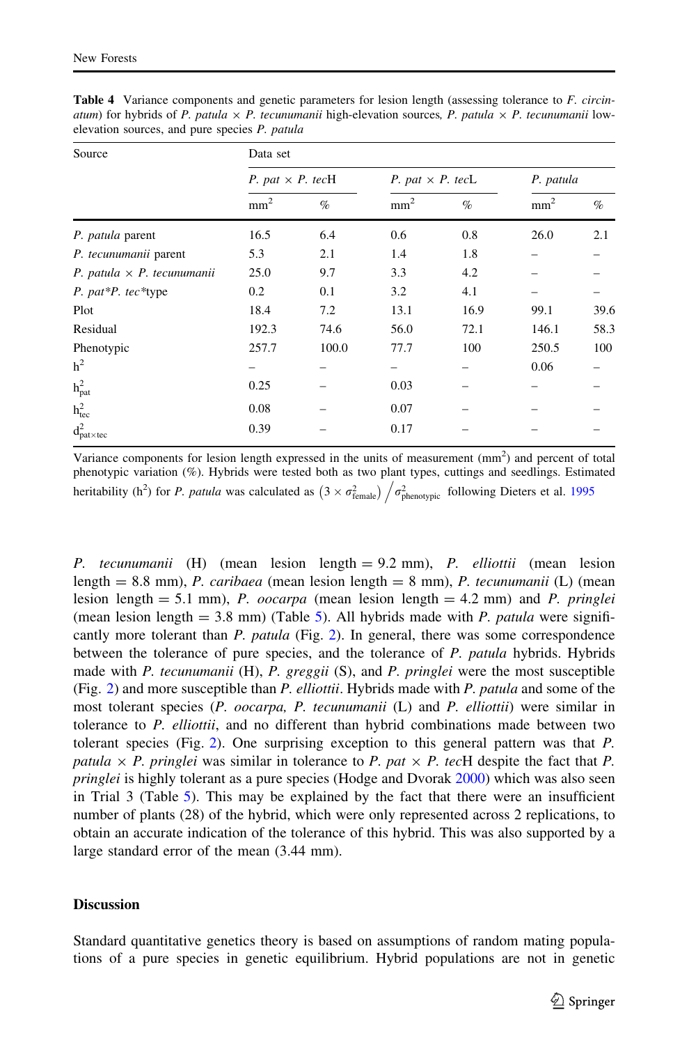**Table 4** Variance components and genetic parameters for lesion length (assessing tolerance to *F. circinatum*) for hybrids of *P. patula* × *P. tecunumanii* high-elevation sources, *P. patula* × *P. tecunumanii* low-elevation sources, and pure species *P. patula*

| Source | Data set | | | | | |
|---|---|---|---|---|---|---|
| | *P. pat* × *P. tec*H | | *P. pat* × *P. tec*L | | *P. patula* | |
| | $mm^2$ | % | $mm^2$ | % | $mm^2$ | % |
| *P. patula* parent | 16.5 | 6.4 | 0.6 | 0.8 | 26.0 | 2.1 |
| *P. tecunumanii* parent | 5.3 | 2.1 | 1.4 | 1.8 | – | – |
| *P. patula* × *P. tecunumanii* | 25.0 | 9.7 | 3.3 | 4.2 | – | – |
| *P. pat*\**P. tec*\*type | 0.2 | 0.1 | 3.2 | 4.1 | – | – |
| Plot | 18.4 | 7.2 | 13.1 | 16.9 | 99.1 | 39.6 |
| Residual | 192.3 | 74.6 | 56.0 | 72.1 | 146.1 | 58.3 |
| Phenotypic | 257.7 | 100.0 | 77.7 | 100 | 250.5 | 100 |
| $h^2$ | – | – | – | – | 0.06 | – |
| $h^2_{pat}$ | 0.25 | – | 0.03 | – | – | – |
| $h^2_{tec}$ | 0.08 | – | 0.07 | – | – | – |
| $d^2_{pat \times tec}$ | 0.39 | – | 0.17 | – | – | – |

Variance components for lesion length expressed in the units of measurement ($mm^2$) and percent of total phenotypic variation (%). Hybrids were tested both as two plant types, cuttings and seedlings. Estimated heritability ($h^2$) for *P. patula* was calculated as $\left(3 \times \sigma^2_{\text{female}}\right) / \sigma^2_{\text{phenotypic}}$ following Dieters et al. 1995

*P. tecunumanii* (H) (mean lesion length = 9.2 mm), *P. elliottii* (mean lesion length = 8.8 mm), *P. caribaea* (mean lesion length = 8 mm), *P. tecunumanii* (L) (mean lesion length = 5.1 mm), *P. oocarpa* (mean lesion length = 4.2 mm) and *P. pringlei* (mean lesion length = 3.8 mm) (Table 5). All hybrids made with *P. patula* were significantly more tolerant than *P. patula* (Fig. 2). In general, there was some correspondence between the tolerance of pure species, and the tolerance of *P. patula* hybrids. Hybrids made with *P. tecunumanii* (H), *P. greggii* (S), and *P. pringlei* were the most susceptible (Fig. 2) and more susceptible than *P. elliottii*. Hybrids made with *P. patula* and some of the most tolerant species (*P. oocarpa, P. tecunumanii* (L) and *P. elliottii*) were similar in tolerance to *P. elliottii*, and no different than hybrid combinations made between two tolerant species (Fig. 2). One surprising exception to this general pattern was that *P. patula* × *P. pringlei* was similar in tolerance to *P. pat* × *P. tec*H despite the fact that *P. pringlei* is highly tolerant as a pure species (Hodge and Dvorak 2000) which was also seen in Trial 3 (Table 5). This may be explained by the fact that there were an insufficient number of plants (28) of the hybrid, which were only represented across 2 replications, to obtain an accurate indication of the tolerance of this hybrid. This was also supported by a large standard error of the mean (3.44 mm).

## Discussion

Standard quantitative genetics theory is based on assumptions of random mating populations of a pure species in genetic equilibrium. Hybrid populations are not in genetic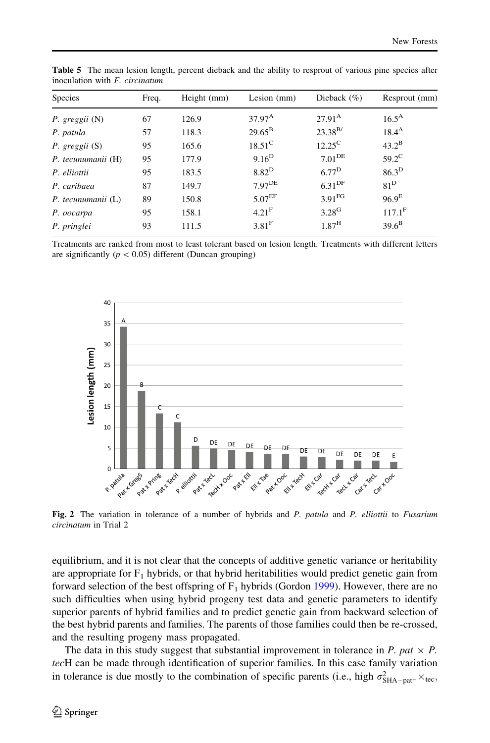**Table 5** The mean lesion length, percent dieback and the ability to resprout of various pine species after inoculation with *F. circinatum*

| Species | Freq. | Height (mm) | Lesion (mm) | Dieback (%) | Resprout (mm) |
|---|---|---|---|---|---|
| *P. greggii* (N) | 67 | 126.9 | 37.97$^{A}$ | 27.91$^{A}$ | 16.5$^{A}$ |
| *P. patula* | 57 | 118.3 | 29.65$^{B}$ | 23.38$^{B/}$ | 18.4$^{A}$ |
| *P. greggii* (S) | 95 | 165.6 | 18.51$^{C}$ | 12.25$^{C}$ | 43.2$^{B}$ |
| *P. tecunumanii* (H) | 95 | 177.9 | 9.16$^{D}$ | 7.01$^{DE}$ | 59.2$^{C}$ |
| *P. elliottii* | 95 | 183.5 | 8.82$^{D}$ | 6.77$^{D}$ | 86.3$^{D}$ |
| *P. caribaea* | 87 | 149.7 | 7.97$^{DE}$ | 6.31$^{DF}$ | 81$^{D}$ |
| *P. tecunumanii* (L) | 89 | 150.8 | 5.07$^{EF}$ | 3.91$^{FG}$ | 96.9$^{E}$ |
| *P. oocarpa* | 95 | 158.1 | 4.21$^{F}$ | 3.28$^{G}$ | 117.1$^{F}$ |
| *P. pringlei* | 93 | 111.5 | 3.81$^{F}$ | 1.87$^{H}$ | 39.6$^{B}$ |

Treatments are ranked from most to least tolerant based on lesion length. Treatments with different letters are significantly ($p < 0.05$) different (Duncan grouping)

**Fig. 2** The variation in tolerance of a number of hybrids and *P. patula* and *P. elliottii* to *Fusarium circinatum* in Trial 2

equilibrium, and it is not clear that the concepts of additive genetic variance or heritability are appropriate for $F_1$ hybrids, or that hybrid heritabilities would predict genetic gain from forward selection of the best offspring of $F_1$ hybrids (Gordon 1999). However, there are no such difficulties when using hybrid progeny test data and genetic parameters to identify superior parents of hybrid families and to predict genetic gain from backward selection of the best hybrid parents and families. The parents of those families could then be re-crossed, and the resulting progeny mass propagated.

The data in this study suggest that substantial improvement in tolerance in *P. pat* × *P. tec*H can be made through identification of superior families. In this case family variation in tolerance is due mostly to the combination of specific parents (i.e., high $\sigma^2_{\mathrm{SHA-pat-}\times\mathrm{tec}}$,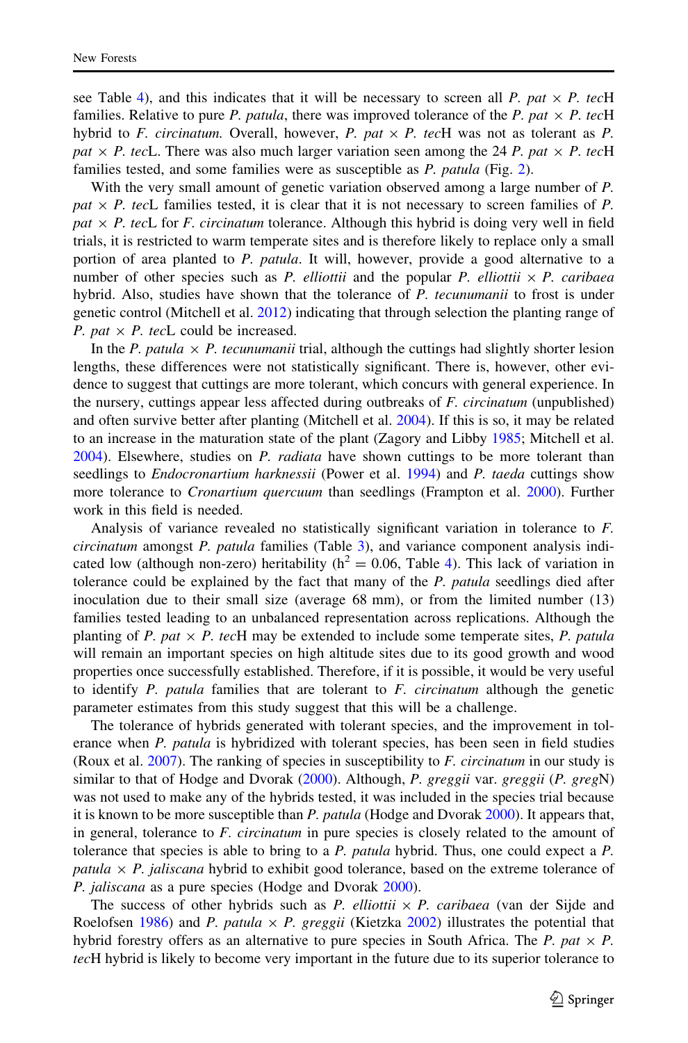see Table 4), and this indicates that it will be necessary to screen all *P. pat* × *P. tec*H families. Relative to pure *P. patula*, there was improved tolerance of the *P. pat* × *P. tec*H hybrid to *F. circinatum*. Overall, however, *P. pat* × *P. tec*H was not as tolerant as *P. pat* × *P. tec*L. There was also much larger variation seen among the 24 *P. pat* × *P. tec*H families tested, and some families were as susceptible as *P. patula* (Fig. 2).

With the very small amount of genetic variation observed among a large number of *P. pat* × *P. tec*L families tested, it is clear that it is not necessary to screen families of *P. pat* × *P. tec*L for *F. circinatum* tolerance. Although this hybrid is doing very well in field trials, it is restricted to warm temperate sites and is therefore likely to replace only a small portion of area planted to *P. patula*. It will, however, provide a good alternative to a number of other species such as *P. elliottii* and the popular *P. elliottii* × *P. caribaea* hybrid. Also, studies have shown that the tolerance of *P. tecunumanii* to frost is under genetic control (Mitchell et al. 2012) indicating that through selection the planting range of *P. pat* × *P. tec*L could be increased.

In the *P. patula* × *P. tecunumanii* trial, although the cuttings had slightly shorter lesion lengths, these differences were not statistically significant. There is, however, other evidence to suggest that cuttings are more tolerant, which concurs with general experience. In the nursery, cuttings appear less affected during outbreaks of *F. circinatum* (unpublished) and often survive better after planting (Mitchell et al. 2004). If this is so, it may be related to an increase in the maturation state of the plant (Zagory and Libby 1985; Mitchell et al. 2004). Elsewhere, studies on *P. radiata* have shown cuttings to be more tolerant than seedlings to *Endocronartium harknessii* (Power et al. 1994) and *P. taeda* cuttings show more tolerance to *Cronartium quercuum* than seedlings (Frampton et al. 2000). Further work in this field is needed.

Analysis of variance revealed no statistically significant variation in tolerance to *F. circinatum* amongst *P. patula* families (Table 3), and variance component analysis indicated low (although non-zero) heritability ($h^2 = 0.06$, Table 4). This lack of variation in tolerance could be explained by the fact that many of the *P. patula* seedlings died after inoculation due to their small size (average 68 mm), or from the limited number (13) families tested leading to an unbalanced representation across replications. Although the planting of *P. pat* × *P. tec*H may be extended to include some temperate sites, *P. patula* will remain an important species on high altitude sites due to its good growth and wood properties once successfully established. Therefore, if it is possible, it would be very useful to identify *P. patula* families that are tolerant to *F. circinatum* although the genetic parameter estimates from this study suggest that this will be a challenge.

The tolerance of hybrids generated with tolerant species, and the improvement in tolerance when *P. patula* is hybridized with tolerant species, has been seen in field studies (Roux et al. 2007). The ranking of species in susceptibility to *F. circinatum* in our study is similar to that of Hodge and Dvorak (2000). Although, *P. greggii* var. *greggii* (*P. greg*N) was not used to make any of the hybrids tested, it was included in the species trial because it is known to be more susceptible than *P. patula* (Hodge and Dvorak 2000). It appears that, in general, tolerance to *F. circinatum* in pure species is closely related to the amount of tolerance that species is able to bring to a *P. patula* hybrid. Thus, one could expect a *P. patula* × *P. jaliscana* hybrid to exhibit good tolerance, based on the extreme tolerance of *P. jaliscana* as a pure species (Hodge and Dvorak 2000).

The success of other hybrids such as *P. elliottii* × *P. caribaea* (van der Sijde and Roelofsen 1986) and *P. patula* × *P. greggii* (Kietzka 2002) illustrates the potential that hybrid forestry offers as an alternative to pure species in South Africa. The *P. pat* × *P. tec*H hybrid is likely to become very important in the future due to its superior tolerance to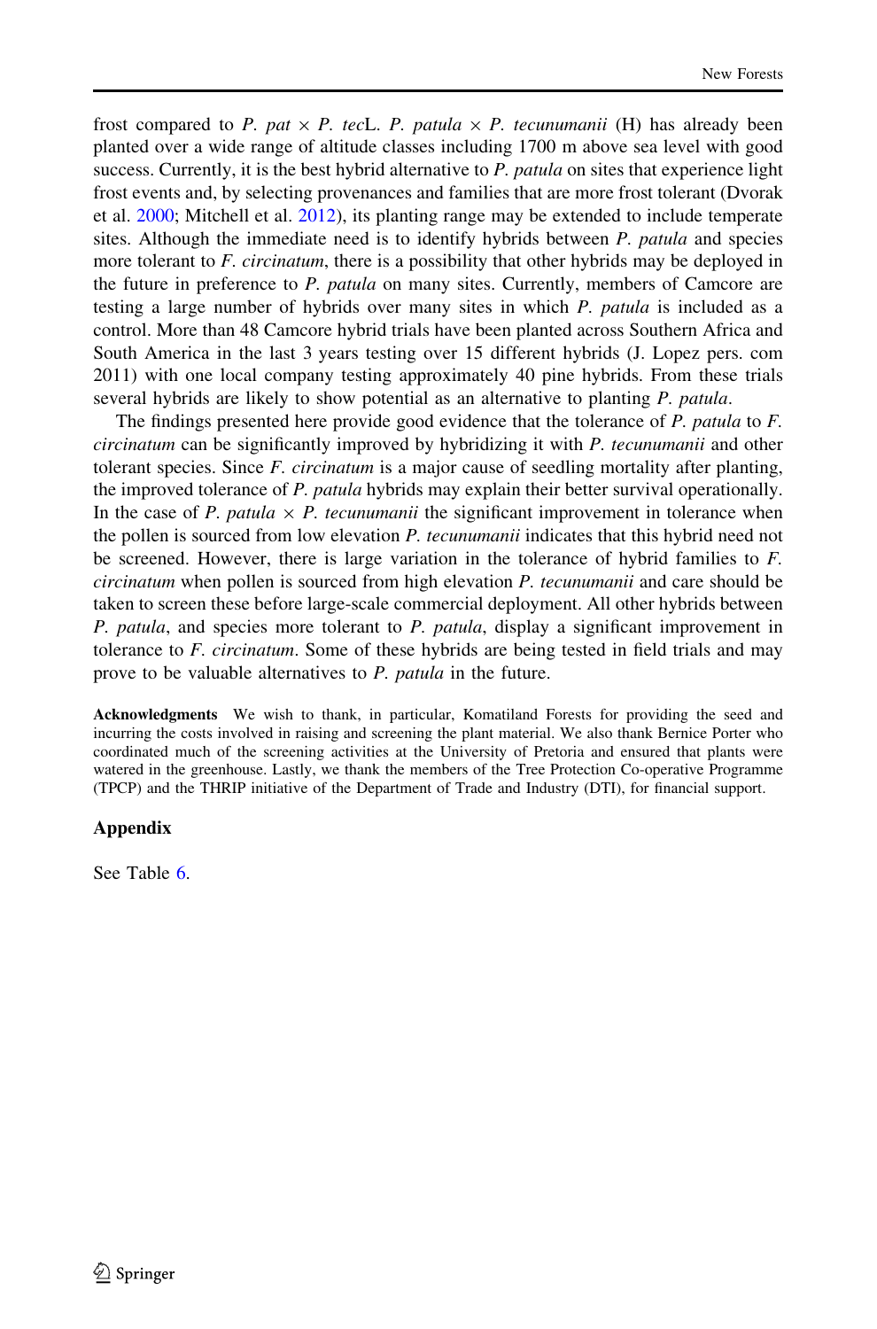frost compared to *P. pat* × *P. tec*L. *P. patula* × *P. tecunumanii* (H) has already been planted over a wide range of altitude classes including 1700 m above sea level with good success. Currently, it is the best hybrid alternative to *P. patula* on sites that experience light frost events and, by selecting provenances and families that are more frost tolerant (Dvorak et al. 2000; Mitchell et al. 2012), its planting range may be extended to include temperate sites. Although the immediate need is to identify hybrids between *P. patula* and species more tolerant to *F. circinatum*, there is a possibility that other hybrids may be deployed in the future in preference to *P. patula* on many sites. Currently, members of Camcore are testing a large number of hybrids over many sites in which *P. patula* is included as a control. More than 48 Camcore hybrid trials have been planted across Southern Africa and South America in the last 3 years testing over 15 different hybrids (J. Lopez pers. com 2011) with one local company testing approximately 40 pine hybrids. From these trials several hybrids are likely to show potential as an alternative to planting *P. patula*.

The findings presented here provide good evidence that the tolerance of *P. patula* to *F. circinatum* can be significantly improved by hybridizing it with *P. tecunumanii* and other tolerant species. Since *F. circinatum* is a major cause of seedling mortality after planting, the improved tolerance of *P. patula* hybrids may explain their better survival operationally. In the case of *P. patula* × *P. tecunumanii* the significant improvement in tolerance when the pollen is sourced from low elevation *P. tecunumanii* indicates that this hybrid need not be screened. However, there is large variation in the tolerance of hybrid families to *F. circinatum* when pollen is sourced from high elevation *P. tecunumanii* and care should be taken to screen these before large-scale commercial deployment. All other hybrids between *P. patula*, and species more tolerant to *P. patula*, display a significant improvement in tolerance to *F. circinatum*. Some of these hybrids are being tested in field trials and may prove to be valuable alternatives to *P. patula* in the future.

**Acknowledgments** We wish to thank, in particular, Komatiland Forests for providing the seed and incurring the costs involved in raising and screening the plant material. We also thank Bernice Porter who coordinated much of the screening activities at the University of Pretoria and ensured that plants were watered in the greenhouse. Lastly, we thank the members of the Tree Protection Co-operative Programme (TPCP) and the THRIP initiative of the Department of Trade and Industry (DTI), for financial support.

## Appendix

See Table 6.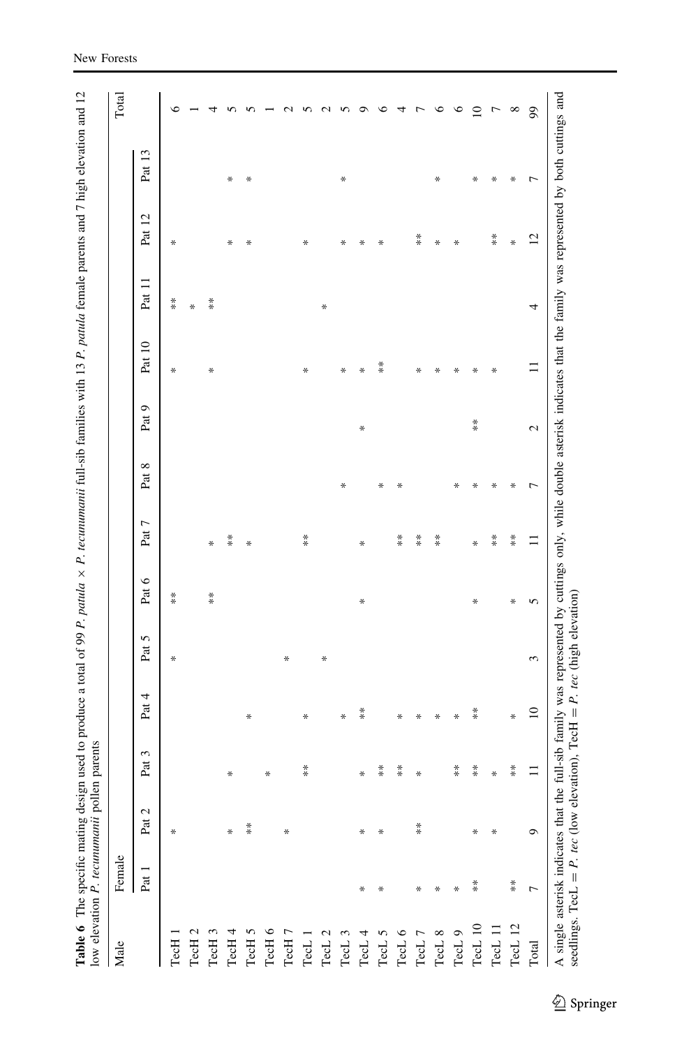**Table 6** The specific mating design used to produce a total of 99 *P. patula* × *P. tecunumanii* full-sib families with 13 *P. patula* female parents and 7 high elevation and 12 low elevation *P. tecunumanii* pollen parents

| Male | Female | | | | | | | | | | | | | Total |
|---|---|---|---|---|---|---|---|---|---|---|---|---|---|---|
| | Pat 1 | Pat 2 | Pat 3 | Pat 4 | Pat 5 | Pat 6 | Pat 7 | Pat 8 | Pat 9 | Pat 10 | Pat 11 | Pat 12 | Pat 13 | |
| TecH 1 | | * | | | * | ** | | | | * | ** | * | | 6 |
| TecH 2 | | | | | | | | | | | * | | | 1 |
| TecH 3 | | | | | | ** | * | | | * | ** | | | 4 |
| TecH 4 | | * | * | | | | ** | | | | | * | * | 5 |
| TecH 5 | | ** | | * | | | * | | | | | * | * | 5 |
| TecH 6 | | | * | | | | | | | | | | | 1 |
| TecH 7 | | * | | | * | | | | | | | | | 2 |
| TecL 1 | | | ** | * | | | ** | | | * | | * | | 5 |
| TecL 2 | | | | | * | | | | | | * | | | 2 |
| TecL 3 | | | | * | | | | * | | * | | * | * | 5 |
| TecL 4 | * | * | * | ** | | * | * | | * | * | | * | | 9 |
| TecL 5 | * | * | ** | | | | | * | | ** | | * | | 6 |
| TecL 6 | | | ** | * | | | ** | * | | | | | | 4 |
| TecL 7 | * | ** | * | * | | | ** | | | * | | ** | | 7 |
| TecL 8 | * | | | * | | | ** | | | * | | * | * | 6 |
| TecL 9 | * | | ** | * | | | | * | | * | | * | | 6 |
| TecL 10 | ** | * | ** | ** | | * | * | * | ** | * | | | * | 10 |
| TecL 11 | | * | * | | | | ** | * | | * | | ** | * | 7 |
| TecL 12 | ** | | ** | * | | * | ** | * | | | | * | * | 8 |
| Total | 7 | 9 | 11 | 10 | 3 | 5 | 11 | 7 | 2 | 11 | 4 | 12 | 7 | 99 |

A single asterisk indicates that the full-sib family was represented by cuttings only, while double asterisk indicates that the family was represented by both cuttings and seedlings. TecL = *P. tec* (low elevation), TecH = *P. tec* (high elevation)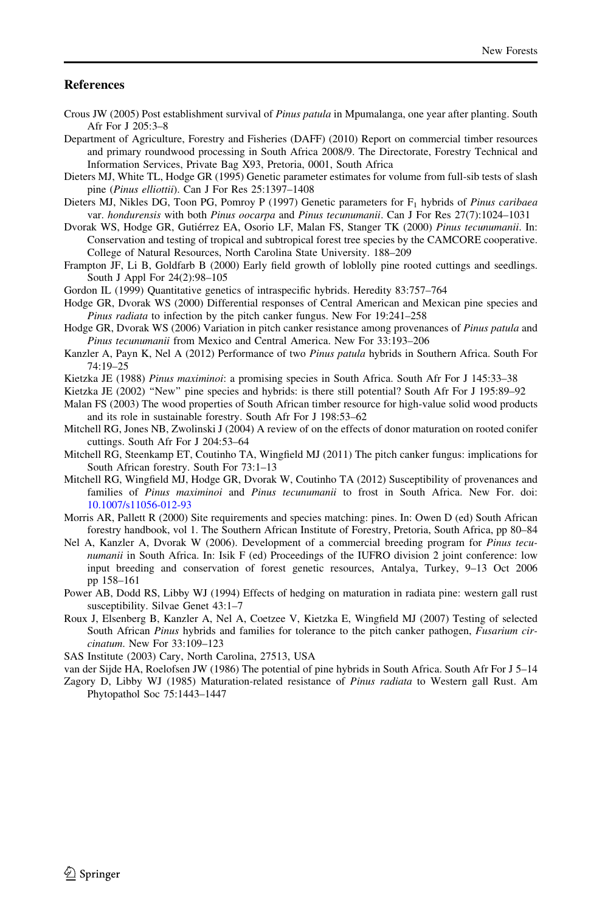## References

Crous JW (2005) Post establishment survival of *Pinus patula* in Mpumalanga, one year after planting. South Afr For J 205:3–8

Department of Agriculture, Forestry and Fisheries (DAFF) (2010) Report on commercial timber resources and primary roundwood processing in South Africa 2008/9. The Directorate, Forestry Technical and Information Services, Private Bag X93, Pretoria, 0001, South Africa

Dieters MJ, White TL, Hodge GR (1995) Genetic parameter estimates for volume from full-sib tests of slash pine (*Pinus elliottii*). Can J For Res 25:1397–1408

Dieters MJ, Nikles DG, Toon PG, Pomroy P (1997) Genetic parameters for $F_1$ hybrids of *Pinus caribaea* var. *hondurensis* with both *Pinus oocarpa* and *Pinus tecunumanii*. Can J For Res 27(7):1024–1031

Dvorak WS, Hodge GR, Gutiérrez EA, Osorio LF, Malan FS, Stanger TK (2000) *Pinus tecunumanii*. In: Conservation and testing of tropical and subtropical forest tree species by the CAMCORE cooperative. College of Natural Resources, North Carolina State University. 188–209

Frampton JF, Li B, Goldfarb B (2000) Early field growth of loblolly pine rooted cuttings and seedlings. South J Appl For 24(2):98–105

Gordon IL (1999) Quantitative genetics of intraspecific hybrids. Heredity 83:757–764

Hodge GR, Dvorak WS (2000) Differential responses of Central American and Mexican pine species and *Pinus radiata* to infection by the pitch canker fungus. New For 19:241–258

Hodge GR, Dvorak WS (2006) Variation in pitch canker resistance among provenances of *Pinus patula* and *Pinus tecunumanii* from Mexico and Central America. New For 33:193–206

Kanzler A, Payn K, Nel A (2012) Performance of two *Pinus patula* hybrids in Southern Africa. South For 74:19–25

Kietzka JE (1988) *Pinus maximinoi*: a promising species in South Africa. South Afr For J 145:33–38

Kietzka JE (2002) "New" pine species and hybrids: is there still potential? South Afr For J 195:89–92

Malan FS (2003) The wood properties of South African timber resource for high-value solid wood products and its role in sustainable forestry. South Afr For J 198:53–62

Mitchell RG, Jones NB, Zwolinski J (2004) A review of on the effects of donor maturation on rooted conifer cuttings. South Afr For J 204:53–64

Mitchell RG, Steenkamp ET, Coutinho TA, Wingfield MJ (2011) The pitch canker fungus: implications for South African forestry. South For 73:1–13

Mitchell RG, Wingfield MJ, Hodge GR, Dvorak W, Coutinho TA (2012) Susceptibility of provenances and families of *Pinus maximinoi* and *Pinus tecunumanii* to frost in South Africa. New For. doi: 10.1007/s11056-012-93

Morris AR, Pallett R (2000) Site requirements and species matching: pines. In: Owen D (ed) South African forestry handbook, vol 1. The Southern African Institute of Forestry, Pretoria, South Africa, pp 80–84

Nel A, Kanzler A, Dvorak W (2006). Development of a commercial breeding program for *Pinus tecunumanii* in South Africa. In: Isik F (ed) Proceedings of the IUFRO division 2 joint conference: low input breeding and conservation of forest genetic resources, Antalya, Turkey, 9–13 Oct 2006 pp 158–161

Power AB, Dodd RS, Libby WJ (1994) Effects of hedging on maturation in radiata pine: western gall rust susceptibility. Silvae Genet 43:1–7

Roux J, Elsenberg B, Kanzler A, Nel A, Coetzee V, Kietzka E, Wingfield MJ (2007) Testing of selected South African *Pinus* hybrids and families for tolerance to the pitch canker pathogen, *Fusarium circinatum*. New For 33:109–123

SAS Institute (2003) Cary, North Carolina, 27513, USA

van der Sijde HA, Roelofsen JW (1986) The potential of pine hybrids in South Africa. South Afr For J 5–14

Zagory D, Libby WJ (1985) Maturation-related resistance of *Pinus radiata* to Western gall Rust. Am Phytopathol Soc 75:1443–1447